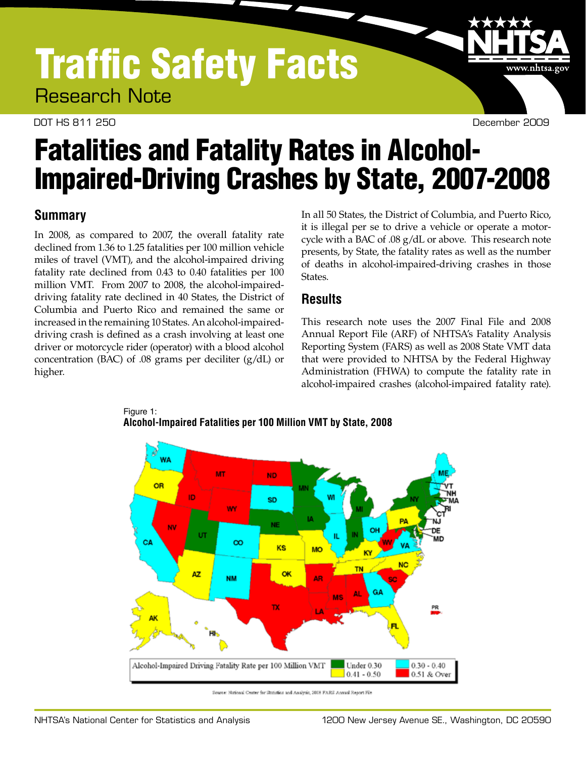# Traffic Safety Facts

Research Note

DOT HS 811 250

December 2009

# Fatalities and Fatality Rates in Alcohol-Impaired-Driving Crashes by State, 2007-2008

## Summary

In 2008, as compared to 2007, the overall fatality rate declined from 1.36 to 1.25 fatalities per 100 million vehicle miles of travel (VMT), and the alcohol-impaired driving fatality rate declined from 0.43 to 0.40 fatalities per 100 million VMT. From 2007 to 2008, the alcohol-impaired-driving fatality rate declined in 40 States, the District of Columbia and Puerto Rico and remained the same or increased in the remaining 10 States. An alcohol-impaired-driving crash is defined as a crash involving at least one driver or motorcycle rider (operator) with a blood alcohol concentration (BAC) of .08 grams per deciliter (g/dL) or higher.

In all 50 States, the District of Columbia, and Puerto Rico, it is illegal per se to drive a vehicle or operate a motorcycle with a BAC of .08 g/dL or above. This research note presents, by State, the fatality rates as well as the number of deaths in alcohol-impaired-driving crashes in those States.

## Results

This research note uses the 2007 Final File and 2008 Annual Report File (ARF) of NHTSA's Fatality Analysis Reporting System (FARS) as well as 2008 State VMT data that were provided to NHTSA by the Federal Highway Administration (FHWA) to compute the fatality rate in alcohol-impaired crashes (alcohol-impaired fatality rate).

Figure 1:
**Alcohol-Impaired Fatalities per 100 Million VMT by State, 2008**

Alcohol-Impaired Driving Fatality Rate per 100 Million VMT: Under 0.30; 0.30 - 0.40; 0.41 - 0.50; 0.51 & Over

Source: National Center for Statistics and Analysis, 2008 FARS Annual Report File

NHTSA's National Center for Statistics and Analysis 1200 New Jersey Avenue SE., Washington, DC 20590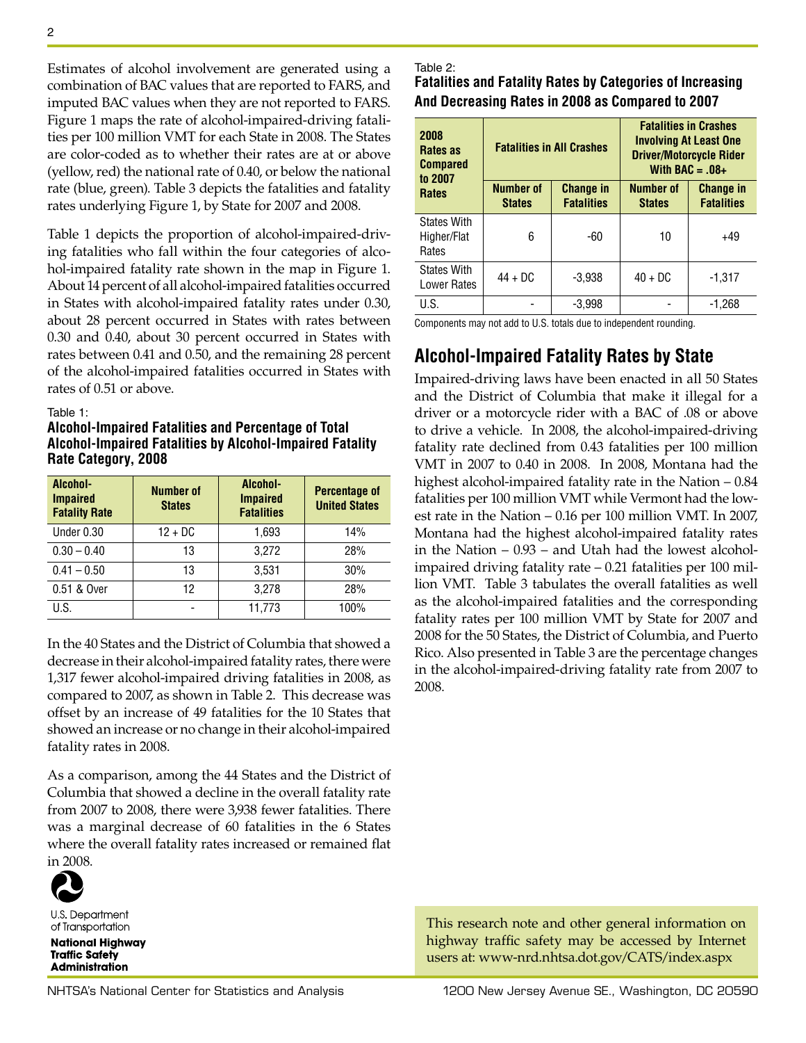Estimates of alcohol involvement are generated using a combination of BAC values that are reported to FARS, and imputed BAC values when they are not reported to FARS. Figure 1 maps the rate of alcohol-impaired-driving fatalities per 100 million VMT for each State in 2008. The States are color-coded as to whether their rates are at or above (yellow, red) the national rate of 0.40, or below the national rate (blue, green). Table 3 depicts the fatalities and fatality rates underlying Figure 1, by State for 2007 and 2008.

Table 1 depicts the proportion of alcohol-impaired-driving fatalities who fall within the four categories of alcohol-impaired fatality rate shown in the map in Figure 1. About 14 percent of all alcohol-impaired fatalities occurred in States with alcohol-impaired fatality rates under 0.30, about 28 percent occurred in States with rates between 0.30 and 0.40, about 30 percent occurred in States with rates between 0.41 and 0.50, and the remaining 28 percent of the alcohol-impaired fatalities occurred in States with rates of 0.51 or above.

Table 1:
**Alcohol-Impaired Fatalities and Percentage of Total Alcohol-Impaired Fatalities by Alcohol-Impaired Fatality Rate Category, 2008**

| Alcohol-Impaired Fatality Rate | Number of States | Alcohol-Impaired Fatalities | Percentage of United States |
|---|---|---|---|
| Under 0.30 | 12 + DC | 1,693 | 14% |
| 0.30 – 0.40 | 13 | 3,272 | 28% |
| 0.41 – 0.50 | 13 | 3,531 | 30% |
| 0.51 & Over | 12 | 3,278 | 28% |
| U.S. | - | 11,773 | 100% |

In the 40 States and the District of Columbia that showed a decrease in their alcohol-impaired fatality rates, there were 1,317 fewer alcohol-impaired driving fatalities in 2008, as compared to 2007, as shown in Table 2. This decrease was offset by an increase of 49 fatalities for the 10 States that showed an increase or no change in their alcohol-impaired fatality rates in 2008.

As a comparison, among the 44 States and the District of Columbia that showed a decline in the overall fatality rate from 2007 to 2008, there were 3,938 fewer fatalities. There was a marginal decrease of 60 fatalities in the 6 States where the overall fatality rates increased or remained flat in 2008.

Table 2:
**Fatalities and Fatality Rates by Categories of Increasing And Decreasing Rates in 2008 as Compared to 2007**

| 2008 Rates as Compared to 2007 Rates | Fatalities in All Crashes | | Fatalities in Crashes Involving At Least One Driver/Motorcycle Rider With BAC = .08+ | |
|---|---|---|---|---|
| | Number of States | Change in Fatalities | Number of States | Change in Fatalities |
| States With Higher/Flat Rates | 6 | -60 | 10 | +49 |
| States With Lower Rates | 44 + DC | -3,938 | 40 + DC | -1,317 |
| U.S. | - | -3,998 | - | -1,268 |

Components may not add to U.S. totals due to independent rounding.

## Alcohol-Impaired Fatality Rates by State

Impaired-driving laws have been enacted in all 50 States and the District of Columbia that make it illegal for a driver or a motorcycle rider with a BAC of .08 or above to drive a vehicle. In 2008, the alcohol-impaired-driving fatality rate declined from 0.43 fatalities per 100 million VMT in 2007 to 0.40 in 2008. In 2008, Montana had the highest alcohol-impaired fatality rate in the Nation – 0.84 fatalities per 100 million VMT while Vermont had the lowest rate in the Nation – 0.16 per 100 million VMT. In 2007, Montana had the highest alcohol-impaired fatality rates in the Nation – 0.93 – and Utah had the lowest alcohol-impaired driving fatality rate – 0.21 fatalities per 100 million VMT. Table 3 tabulates the overall fatalities as well as the alcohol-impaired fatalities and the corresponding fatality rates per 100 million VMT by State for 2007 and 2008 for the 50 States, the District of Columbia, and Puerto Rico. Also presented in Table 3 are the percentage changes in the alcohol-impaired-driving fatality rate from 2007 to 2008.

U.S. Department of Transportation
**National Highway Traffic Safety Administration**

This research note and other general information on highway traffic safety may be accessed by Internet users at: www-nrd.nhtsa.dot.gov/CATS/index.aspx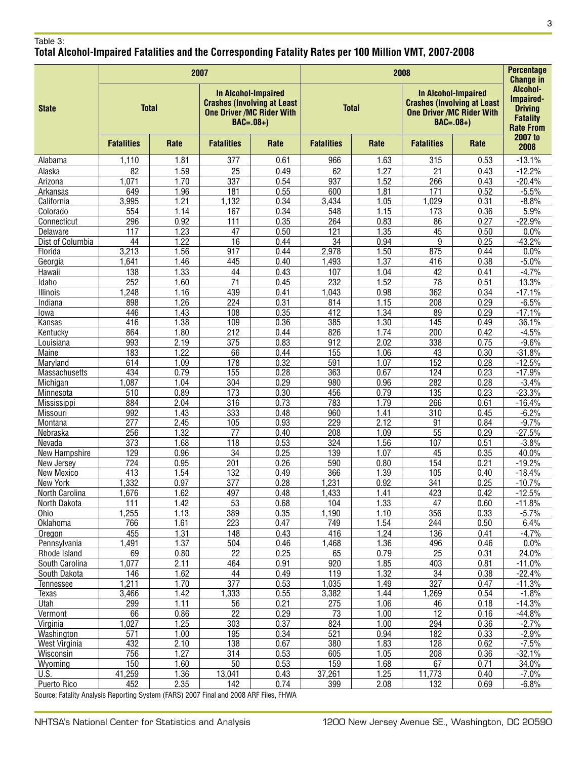Table 3:

**Total Alcohol-Impaired Fatalities and the Corresponding Fatality Rates per 100 Million VMT, 2007-2008**

| State | 2007 | | | | 2008 | | | | Percentage Change in Alcohol-Impaired-Driving Fatality Rate From 2007 to 2008 |
|---|---|---|---|---|---|---|---|---|---|
| | Total | | In Alcohol-Impaired Crashes (Involving at Least One Driver /MC Rider With BAC=.08+) | | Total | | In Alcohol-Impaired Crashes (Involving at Least One Driver /MC Rider With BAC=.08+) | | |
| | Fatalities | Rate | Fatalities | Rate | Fatalities | Rate | Fatalities | Rate | |
| Alabama | 1,110 | 1.81 | 377 | 0.61 | 966 | 1.63 | 315 | 0.53 | -13.1% |
| Alaska | 82 | 1.59 | 25 | 0.49 | 62 | 1.27 | 21 | 0.43 | -12.2% |
| Arizona | 1,071 | 1.70 | 337 | 0.54 | 937 | 1.52 | 266 | 0.43 | -20.4% |
| Arkansas | 649 | 1.96 | 181 | 0.55 | 600 | 1.81 | 171 | 0.52 | -5.5% |
| California | 3,995 | 1.21 | 1,132 | 0.34 | 3,434 | 1.05 | 1,029 | 0.31 | -8.8% |
| Colorado | 554 | 1.14 | 167 | 0.34 | 548 | 1.15 | 173 | 0.36 | 5.9% |
| Connecticut | 296 | 0.92 | 111 | 0.35 | 264 | 0.83 | 86 | 0.27 | -22.9% |
| Delaware | 117 | 1.23 | 47 | 0.50 | 121 | 1.35 | 45 | 0.50 | 0.0% |
| Dist of Columbia | 44 | 1.22 | 16 | 0.44 | 34 | 0.94 | 9 | 0.25 | -43.2% |
| Florida | 3,213 | 1.56 | 917 | 0.44 | 2,978 | 1.50 | 875 | 0.44 | 0.0% |
| Georgia | 1,641 | 1.46 | 445 | 0.40 | 1,493 | 1.37 | 416 | 0.38 | -5.0% |
| Hawaii | 138 | 1.33 | 44 | 0.43 | 107 | 1.04 | 42 | 0.41 | -4.7% |
| Idaho | 252 | 1.60 | 71 | 0.45 | 232 | 1.52 | 78 | 0.51 | 13.3% |
| Illinois | 1,248 | 1.16 | 439 | 0.41 | 1,043 | 0.98 | 362 | 0.34 | -17.1% |
| Indiana | 898 | 1.26 | 224 | 0.31 | 814 | 1.15 | 208 | 0.29 | -6.5% |
| Iowa | 446 | 1.43 | 108 | 0.35 | 412 | 1.34 | 89 | 0.29 | -17.1% |
| Kansas | 416 | 1.38 | 109 | 0.36 | 385 | 1.30 | 145 | 0.49 | 36.1% |
| Kentucky | 864 | 1.80 | 212 | 0.44 | 826 | 1.74 | 200 | 0.42 | -4.5% |
| Louisiana | 993 | 2.19 | 375 | 0.83 | 912 | 2.02 | 338 | 0.75 | -9.6% |
| Maine | 183 | 1.22 | 66 | 0.44 | 155 | 1.06 | 43 | 0.30 | -31.8% |
| Maryland | 614 | 1.09 | 178 | 0.32 | 591 | 1.07 | 152 | 0.28 | -12.5% |
| Massachusetts | 434 | 0.79 | 155 | 0.28 | 363 | 0.67 | 124 | 0.23 | -17.9% |
| Michigan | 1,087 | 1.04 | 304 | 0.29 | 980 | 0.96 | 282 | 0.28 | -3.4% |
| Minnesota | 510 | 0.89 | 173 | 0.30 | 456 | 0.79 | 135 | 0.23 | -23.3% |
| Mississippi | 884 | 2.04 | 316 | 0.73 | 783 | 1.79 | 266 | 0.61 | -16.4% |
| Missouri | 992 | 1.43 | 333 | 0.48 | 960 | 1.41 | 310 | 0.45 | -6.2% |
| Montana | 277 | 2.45 | 105 | 0.93 | 229 | 2.12 | 91 | 0.84 | -9.7% |
| Nebraska | 256 | 1.32 | 77 | 0.40 | 208 | 1.09 | 55 | 0.29 | -27.5% |
| Nevada | 373 | 1.68 | 118 | 0.53 | 324 | 1.56 | 107 | 0.51 | -3.8% |
| New Hampshire | 129 | 0.96 | 34 | 0.25 | 139 | 1.07 | 45 | 0.35 | 40.0% |
| New Jersey | 724 | 0.95 | 201 | 0.26 | 590 | 0.80 | 154 | 0.21 | -19.2% |
| New Mexico | 413 | 1.54 | 132 | 0.49 | 366 | 1.39 | 105 | 0.40 | -18.4% |
| New York | 1,332 | 0.97 | 377 | 0.28 | 1,231 | 0.92 | 341 | 0.25 | -10.7% |
| North Carolina | 1,676 | 1.62 | 497 | 0.48 | 1,433 | 1.41 | 423 | 0.42 | -12.5% |
| North Dakota | 111 | 1.42 | 53 | 0.68 | 104 | 1.33 | 47 | 0.60 | -11.8% |
| Ohio | 1,255 | 1.13 | 389 | 0.35 | 1,190 | 1.10 | 356 | 0.33 | -5.7% |
| Oklahoma | 766 | 1.61 | 223 | 0.47 | 749 | 1.54 | 244 | 0.50 | 6.4% |
| Oregon | 455 | 1.31 | 148 | 0.43 | 416 | 1.24 | 136 | 0.41 | -4.7% |
| Pennsylvania | 1,491 | 1.37 | 504 | 0.46 | 1,468 | 1.36 | 496 | 0.46 | 0.0% |
| Rhode Island | 69 | 0.80 | 22 | 0.25 | 65 | 0.79 | 25 | 0.31 | 24.0% |
| South Carolina | 1,077 | 2.11 | 464 | 0.91 | 920 | 1.85 | 403 | 0.81 | -11.0% |
| South Dakota | 146 | 1.62 | 44 | 0.49 | 119 | 1.32 | 34 | 0.38 | -22.4% |
| Tennessee | 1,211 | 1.70 | 377 | 0.53 | 1,035 | 1.49 | 327 | 0.47 | -11.3% |
| Texas | 3,466 | 1.42 | 1,333 | 0.55 | 3,382 | 1.44 | 1,269 | 0.54 | -1.8% |
| Utah | 299 | 1.11 | 56 | 0.21 | 275 | 1.06 | 46 | 0.18 | -14.3% |
| Vermont | 66 | 0.86 | 22 | 0.29 | 73 | 1.00 | 12 | 0.16 | -44.8% |
| Virginia | 1,027 | 1.25 | 303 | 0.37 | 824 | 1.00 | 294 | 0.36 | -2.7% |
| Washington | 571 | 1.00 | 195 | 0.34 | 521 | 0.94 | 182 | 0.33 | -2.9% |
| West Virginia | 432 | 2.10 | 138 | 0.67 | 380 | 1.83 | 128 | 0.62 | -7.5% |
| Wisconsin | 756 | 1.27 | 314 | 0.53 | 605 | 1.05 | 208 | 0.36 | -32.1% |
| Wyoming | 150 | 1.60 | 50 | 0.53 | 159 | 1.68 | 67 | 0.71 | 34.0% |
| U.S. | 41,259 | 1.36 | 13,041 | 0.43 | 37,261 | 1.25 | 11,773 | 0.40 | -7.0% |
| Puerto Rico | 452 | 2.35 | 142 | 0.74 | 399 | 2.08 | 132 | 0.69 | -6.8% |

Source: Fatality Analysis Reporting System (FARS) 2007 Final and 2008 ARF Files, FHWA

NHTSA's National Center for Statistics and Analysis 1200 New Jersey Avenue SE., Washington, DC 20590